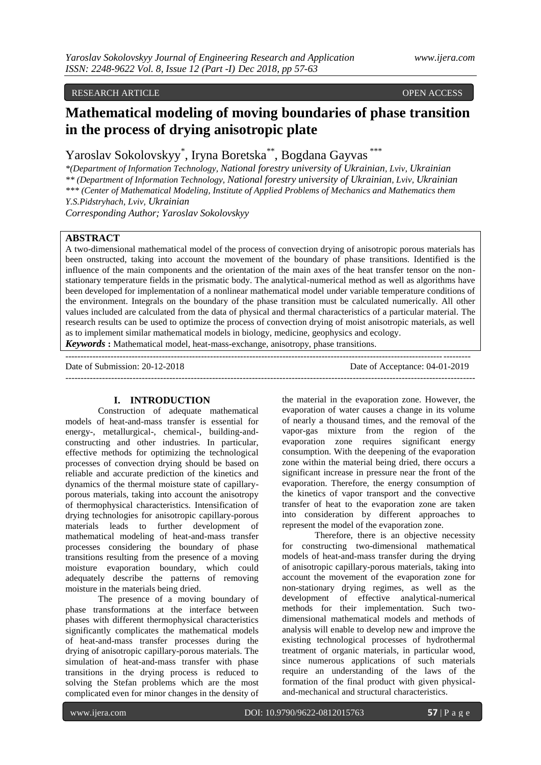RESEARCH ARTICLE OPEN ACCESS

# Mathematical modeling of moving boundaries of phase transition in the process of drying anisotropic plate

Yaroslav Sokolovskyy[*], Iryna Boretska[**], Bogdana Gayvas[***]

*(Department of Information Technology, National forestry university of Ukrainian, Lviv, Ukrainian

** (Department of Information Technology, National forestry university of Ukrainian, Lviv, Ukrainian

*** (Center of Mathematical Modeling, Institute of Applied Problems of Mechanics and Mathematics them Y.S.Pidstryhach, Lviv, Ukrainian

*Corresponding Author; Yaroslav Sokolovskyy*

## ABSTRACT

A two-dimensional mathematical model of the process of convection drying of anisotropic porous materials has been onstructed, taking into account the movement of the boundary of phase transitions. Identified is the influence of the main components and the orientation of the main axes of the heat transfer tensor on the non-stationary temperature fields in the prismatic body. The analytical-numerical method as well as algorithms have been developed for implementation of a nonlinear mathematical model under variable temperature conditions of the environment. Integrals on the boundary of the phase transition must be calculated numerically. All other values included are calculated from the data of physical and thermal characteristics of a particular material. The research results can be used to optimize the process of convection drying of moist anisotropic materials, as well as to implement similar mathematical models in biology, medicine, geophysics and ecology.

***Keywords*** **:** Mathematical model, heat-mass-exchange, anisotropy, phase transitions.

Date of Submission: 20-12-2018 Date of Acceptance: 04-01-2019

## I. INTRODUCTION

Construction of adequate mathematical models of heat-and-mass transfer is essential for energy-, metallurgical-, chemical-, building-and-constructing and other industries. In particular, effective methods for optimizing the technological processes of convection drying should be based on reliable and accurate prediction of the kinetics and dynamics of the thermal moisture state of capillary-porous materials, taking into account the anisotropy of thermophysical characteristics. Intensification of drying technologies for anisotropic capillary-porous materials leads to further development of mathematical modeling of heat-and-mass transfer processes considering the boundary of phase transitions resulting from the presence of a moving moisture evaporation boundary, which could adequately describe the patterns of removing moisture in the materials being dried.

The presence of a moving boundary of phase transformations at the interface between phases with different thermophysical characteristics significantly complicates the mathematical models of heat-and-mass transfer processes during the drying of anisotropic capillary-porous materials. The simulation of heat-and-mass transfer with phase transitions in the drying process is reduced to solving the Stefan problems which are the most complicated even for minor changes in the density of the material in the evaporation zone. However, the evaporation of water causes a change in its volume of nearly a thousand times, and the removal of the vapor-gas mixture from the region of the evaporation zone requires significant energy consumption. With the deepening of the evaporation zone within the material being dried, there occurs a significant increase in pressure near the front of the evaporation. Therefore, the energy consumption of the kinetics of vapor transport and the convective transfer of heat to the evaporation zone are taken into consideration by different approaches to represent the model of the evaporation zone.

Therefore, there is an objective necessity for constructing two-dimensional mathematical models of heat-and-mass transfer during the drying of anisotropic capillary-porous materials, taking into account the movement of the evaporation zone for non-stationary drying regimes, as well as the development of effective analytical-numerical methods for their implementation. Such two-dimensional mathematical models and methods of analysis will enable to develop new and improve the existing technological processes of hydrothermal treatment of organic materials, in particular wood, since numerous applications of such materials require an understanding of the laws of the formation of the final product with given physical-and-mechanical and structural characteristics.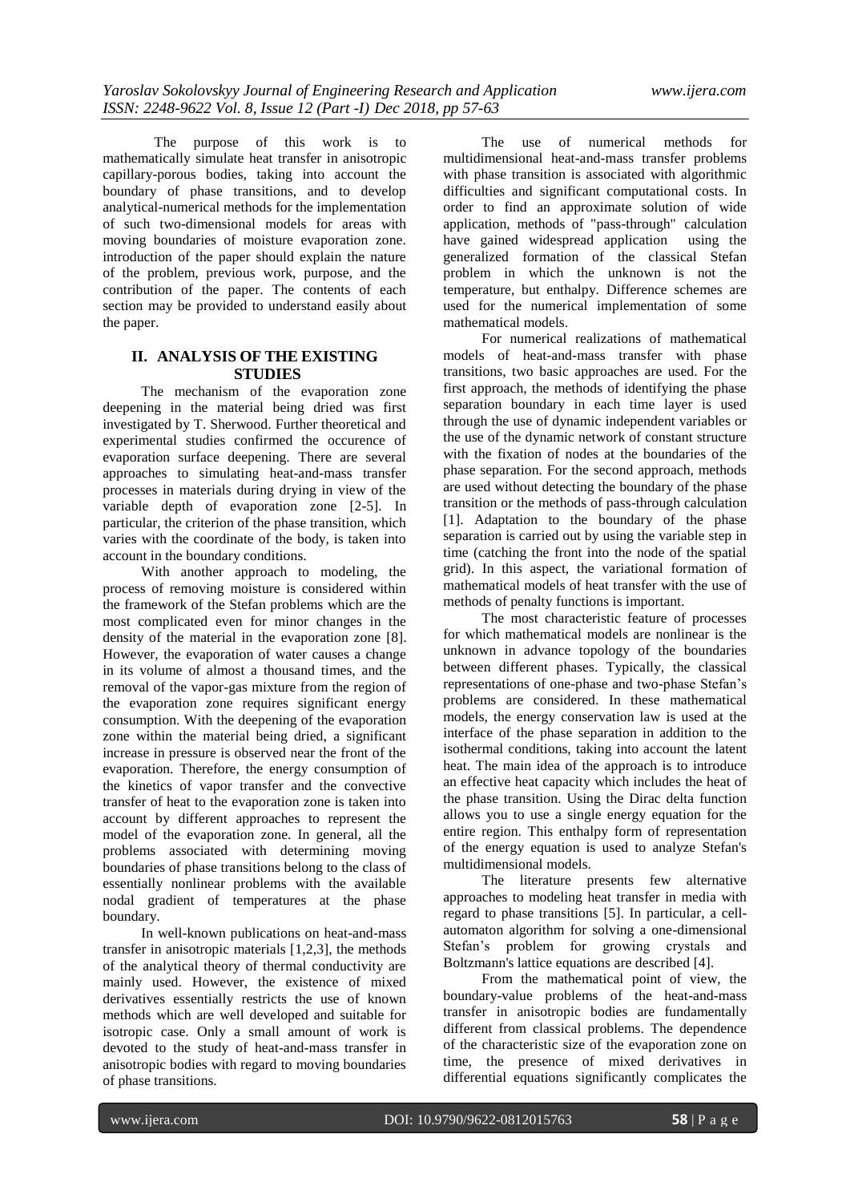The purpose of this work is to mathematically simulate heat transfer in anisotropic capillary-porous bodies, taking into account the boundary of phase transitions, and to develop analytical-numerical methods for the implementation of such two-dimensional models for areas with moving boundaries of moisture evaporation zone. introduction of the paper should explain the nature of the problem, previous work, purpose, and the contribution of the paper. The contents of each section may be provided to understand easily about the paper.

## II. ANALYSIS OF THE EXISTING STUDIES

The mechanism of the evaporation zone deepening in the material being dried was first investigated by T. Sherwood. Further theoretical and experimental studies confirmed the occurence of evaporation surface deepening. There are several approaches to simulating heat-and-mass transfer processes in materials during drying in view of the variable depth of evaporation zone [2-5]. In particular, the criterion of the phase transition, which varies with the coordinate of the body, is taken into account in the boundary conditions.

With another approach to modeling, the process of removing moisture is considered within the framework of the Stefan problems which are the most complicated even for minor changes in the density of the material in the evaporation zone [8]. However, the evaporation of water causes a change in its volume of almost a thousand times, and the removal of the vapor-gas mixture from the region of the evaporation zone requires significant energy consumption. With the deepening of the evaporation zone within the material being dried, a significant increase in pressure is observed near the front of the evaporation. Therefore, the energy consumption of the kinetics of vapor transfer and the convective transfer of heat to the evaporation zone is taken into account by different approaches to represent the model of the evaporation zone. In general, all the problems associated with determining moving boundaries of phase transitions belong to the class of essentially nonlinear problems with the available nodal gradient of temperatures at the phase boundary.

In well-known publications on heat-and-mass transfer in anisotropic materials [1,2,3], the methods of the analytical theory of thermal conductivity are mainly used. However, the existence of mixed derivatives essentially restricts the use of known methods which are well developed and suitable for isotropic case. Only a small amount of work is devoted to the study of heat-and-mass transfer in anisotropic bodies with regard to moving boundaries of phase transitions.

The use of numerical methods for multidimensional heat-and-mass transfer problems with phase transition is associated with algorithmic difficulties and significant computational costs. In order to find an approximate solution of wide application, methods of "pass-through" calculation have gained widespread application using the generalized formation of the classical Stefan problem in which the unknown is not the temperature, but enthalpy. Difference schemes are used for the numerical implementation of some mathematical models.

For numerical realizations of mathematical models of heat-and-mass transfer with phase transitions, two basic approaches are used. For the first approach, the methods of identifying the phase separation boundary in each time layer is used through the use of dynamic independent variables or the use of the dynamic network of constant structure with the fixation of nodes at the boundaries of the phase separation. For the second approach, methods are used without detecting the boundary of the phase transition or the methods of pass-through calculation [1]. Adaptation to the boundary of the phase separation is carried out by using the variable step in time (catching the front into the node of the spatial grid). In this aspect, the variational formation of mathematical models of heat transfer with the use of methods of penalty functions is important.

The most characteristic feature of processes for which mathematical models are nonlinear is the unknown in advance topology of the boundaries between different phases. Typically, the classical representations of one-phase and two-phase Stefan's problems are considered. In these mathematical models, the energy conservation law is used at the interface of the phase separation in addition to the isothermal conditions, taking into account the latent heat. The main idea of the approach is to introduce an effective heat capacity which includes the heat of the phase transition. Using the Dirac delta function allows you to use a single energy equation for the entire region. This enthalpy form of representation of the energy equation is used to analyze Stefan's multidimensional models.

The literature presents few alternative approaches to modeling heat transfer in media with regard to phase transitions [5]. In particular, a cell-automaton algorithm for solving a one-dimensional Stefan's problem for growing crystals and Boltzmann's lattice equations are described [4].

From the mathematical point of view, the boundary-value problems of the heat-and-mass transfer in anisotropic bodies are fundamentally different from classical problems. The dependence of the characteristic size of the evaporation zone on time, the presence of mixed derivatives in differential equations significantly complicates the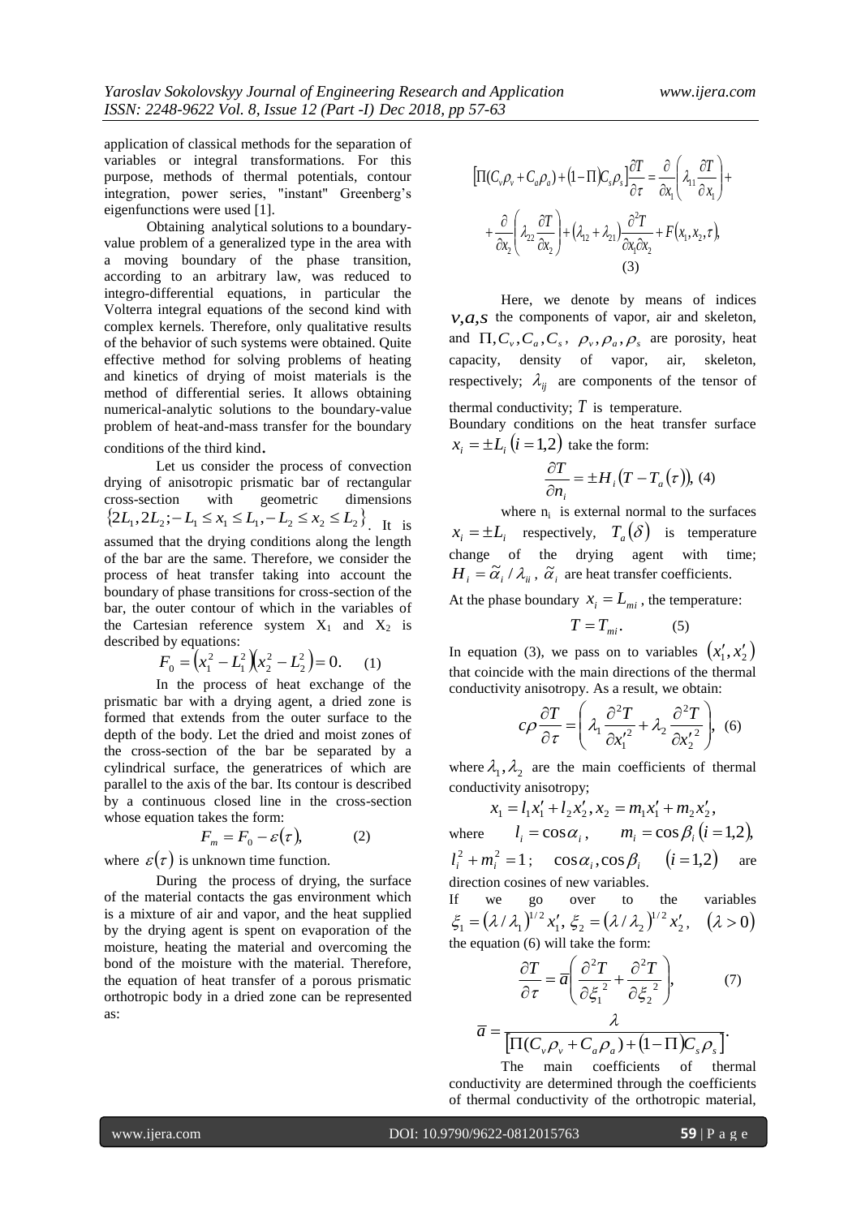application of classical methods for the separation of variables or integral transformations. For this purpose, methods of thermal potentials, contour integration, power series, "instant" Greenberg's eigenfunctions were used [1].

Obtaining analytical solutions to a boundary-value problem of a generalized type in the area with a moving boundary of the phase transition, according to an arbitrary law, was reduced to integro-differential equations, in particular the Volterra integral equations of the second kind with complex kernels. Therefore, only qualitative results of the behavior of such systems were obtained. Quite effective method for solving problems of heating and kinetics of drying of moist materials is the method of differential series. It allows obtaining numerical-analytic solutions to the boundary-value problem of heat-and-mass transfer for the boundary conditions of the third kind.

Let us consider the process of convection drying of anisotropic prismatic bar of rectangular cross-section with geometric dimensions $\{2L_1, 2L_2; -L_1 \le x_1 \le L_1, -L_2 \le x_2 \le L_2\}$. It is assumed that the drying conditions along the length of the bar are the same. Therefore, we consider the process of heat transfer taking into account the boundary of phase transitions for cross-section of the bar, the outer contour of which in the variables of the Cartesian reference system $X_1$ and $X_2$ is described by equations:

$$F_0 = \left(x_1^2 - L_1^2\right)\left(x_2^2 - L_2^2\right) = 0. \quad (1)$$

In the process of heat exchange of the prismatic bar with a drying agent, a dried zone is formed that extends from the outer surface to the depth of the body. Let the dried and moist zones of the cross-section of the bar be separated by a cylindrical surface, the generatrices of which are parallel to the axis of the bar. Its contour is described by a continuous closed line in the cross-section whose equation takes the form:

$$F_m = F_0 - \varepsilon(\tau), \quad (2)$$

where $\varepsilon(\tau)$ is unknown time function.

During the process of drying, the surface of the material contacts the gas environment which is a mixture of air and vapor, and the heat supplied by the drying agent is spent on evaporation of the moisture, heating the material and overcoming the bond of the moisture with the material. Therefore, the equation of heat transfer of a porous prismatic orthotropic body in a dried zone can be represented as:

$$\left[\Pi(C_v\rho_v + C_a\rho_a) + (1-\Pi)C_s\rho_s\right]\frac{\partial T}{\partial \tau} = \frac{\partial}{\partial x_1}\left(\lambda_{11}\frac{\partial T}{\partial x_1}\right) + \frac{\partial}{\partial x_2}\left(\lambda_{22}\frac{\partial T}{\partial x_2}\right) + (\lambda_{12} + \lambda_{21})\frac{\partial^2 T}{\partial x_1 \partial x_2} + F(x_1, x_2, \tau), \quad (3)$$

Here, we denote by means of indices $v, a, s$ the components of vapor, air and skeleton, and $\Pi, C_v, C_a, C_s$, $\rho_v, \rho_a, \rho_s$ are porosity, heat capacity, density of vapor, air, skeleton, respectively; $\lambda_{ij}$ are components of the tensor of thermal conductivity; $T$ is temperature.

Boundary conditions on the heat transfer surface $x_i = \pm L_i \ (i = 1,2)$ take the form:

$$\frac{\partial T}{\partial n_i} = \pm H_i\left(T - T_a(\tau)\right), \quad (4)$$

where $n_i$ is external normal to the surfaces $x_i = \pm L_i$ respectively, $T_a(\delta)$ is temperature change of the drying agent with time; $H_i = \tilde{\alpha}_i / \lambda_{ii}$, $\tilde{\alpha}_i$ are heat transfer coefficients.

At the phase boundary $x_i = L_{mi}$, the temperature:

$$T = T_{mi}. \quad (5)$$

In equation (3), we pass on to variables $(x_1', x_2')$ that coincide with the main directions of the thermal conductivity anisotropy. As a result, we obtain:

$$c\rho\frac{\partial T}{\partial \tau} = \left(\lambda_1\frac{\partial^2 T}{\partial x_1'^2} + \lambda_2\frac{\partial^2 T}{\partial x_2'^2}\right), \quad (6)$$

where $\lambda_1, \lambda_2$ are the main coefficients of thermal conductivity anisotropy;

$$x_1 = l_1 x_1' + l_2 x_2', \quad x_2 = m_1 x_1' + m_2 x_2',$$

where $l_i = \cos\alpha_i$, $m_i = \cos\beta_i \ (i = 1,2)$, $l_i^2 + m_i^2 = 1$; $\cos\alpha_i, \cos\beta_i \ (i = 1,2)$ are direction cosines of new variables.

If we go over to the variables $\xi_1 = (\lambda/\lambda_1)^{1/2} x_1'$, $\xi_2 = (\lambda/\lambda_2)^{1/2} x_2'$, $(\lambda > 0)$ the equation (6) will take the form:

$$\frac{\partial T}{\partial \tau} = \bar{a}\left(\frac{\partial^2 T}{\partial \xi_1^2} + \frac{\partial^2 T}{\partial \xi_2^2}\right), \quad (7)$$

$$\bar{a} = \frac{\lambda}{\left[\Pi(C_v\rho_v + C_a\rho_a) + (1-\Pi)C_s\rho_s\right]}.$$

The main coefficients of thermal conductivity are determined through the coefficients of thermal conductivity of the orthotropic material,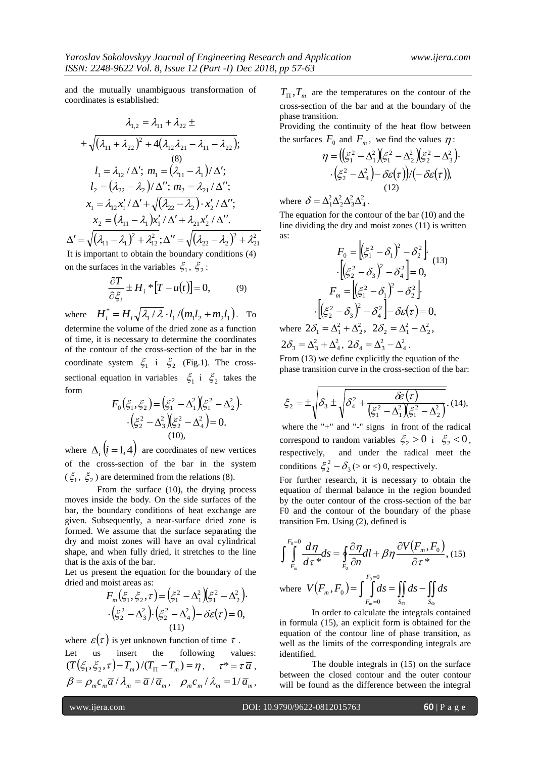and the mutually unambiguous transformation of coordinates is established:

$$\lambda_{1,2} = \lambda_{11} + \lambda_{22} \pm$$
$$\pm\sqrt{(\lambda_{11}+\lambda_{22})^2 + 4(\lambda_{12}\lambda_{21} - \lambda_{11} - \lambda_{22})};$$
$$(8)$$
$$l_1 = \lambda_{12}/\Delta';\ m_1 = (\lambda_{11} - \lambda_1)/\Delta';$$
$$l_2 = (\lambda_{22} - \lambda_2)/\Delta'';\ m_2 = \lambda_{21}/\Delta'';$$
$$x_1 = \lambda_{12}x_1'/\Delta' + \sqrt{(\lambda_{22} - \lambda_2)}\cdot x_2'/\Delta'';$$
$$x_2 = (\lambda_{11} - \lambda_1)x_1'/\Delta' + \lambda_{21}x_2'/\Delta''.$$
$$\Delta' = \sqrt{(\lambda_{11} - \lambda_1)^2 + \lambda_{12}^2};\ \Delta'' = \sqrt{(\lambda_{22} - \lambda_2)^2 + \lambda_{21}^2}$$

It is important to obtain the boundary conditions (4) on the surfaces in the variables $\xi_1$, $\xi_2$:

$$\frac{\partial T}{\partial \xi_i} \pm H_i * [T - u(t)] = 0, \qquad (9)$$

where $H_i^* = H_i\sqrt{\lambda_i/\lambda}\cdot l_1/(m_1 l_2 + m_2 l_1)$. To determine the volume of the dried zone as a function of time, it is necessary to determine the coordinates of the contour of the cross-section of the bar in the coordinate system $\xi_1$ i $\xi_2$ (Fig.1). The cross-sectional equation in variables $\xi_1$ i $\xi_2$ takes the form

$$F_0(\xi_1,\xi_2) = (\xi_1^2 - \Delta_1^2)(\xi_1^2 - \Delta_2^2)\cdot$$
$$\cdot(\xi_2^2 - \Delta_3^2)(\xi_2^2 - \Delta_4^2) = 0.$$
$$(10),$$

where $\Delta_i\ (i = \overline{1,4})$ are coordinates of new vertices of the cross-section of the bar in the system ($\xi_1$, $\xi_2$) are determined from the relations (8).

From the surface (10), the drying process moves inside the body. On the side surfaces of the bar, the boundary conditions of heat exchange are given. Subsequently, a near-surface dried zone is formed. We assume that the surface separating the dry and moist zones will have an oval cylindrical shape, and when fully dried, it stretches to the line that is the axis of the bar.

Let us present the equation for the boundary of the dried and moist areas as:

$$F_m(\xi_1,\xi_2,\tau) = (\xi_1^2 - \Delta_1^2)(\xi_1^2 - \Delta_2^2)\cdot$$
$$\cdot(\xi_2^2 - \Delta_3^2)\cdot(\xi_2^2 - \Delta_4^2) - \delta\varepsilon(\tau) = 0,$$
$$(11)$$

where $\varepsilon(\tau)$ is yet unknown function of time $\tau$.

Let us insert the following values: $(T(\xi_1,\xi_2,\tau) - T_m)/(T_\Pi - T_m) = \eta$, $\tau^* = \tau\,\overline{a}$, $\beta = \rho_m c_m \overline{a}/\lambda_m = \overline{a}/\overline{a}_m$, $\rho_m c_m/\lambda_m = 1/\overline{a}_m$, $T_\Pi, T_m$ are the temperatures on the contour of the cross-section of the bar and at the boundary of the phase transition.

Providing the continuity of the heat flow between the surfaces $F_0$ and $F_m$, we find the values $\eta$:

$$\eta = \left((\xi_1^2 - \Delta_1^2)(\xi_1^2 - \Delta_2^2)(\xi_2^2 - \Delta_3^2)\cdot\right.$$
$$\left.\cdot(\xi_2^2 - \Delta_4^2) - \delta\varepsilon(\tau)\right)/(-\delta\varepsilon(\tau)),$$
$$(12)$$

where $\delta = \Delta_1^2\Delta_2^2\Delta_3^2\Delta_4^2$.

The equation for the contour of the bar (10) and the line dividing the dry and moist zones (11) is written as:

$$F_0 = \left[(\xi_1^2 - \delta_1)^2 - \delta_2^2\right]\cdot$$
$$\cdot\left[(\xi_2^2 - \delta_3)^2 - \delta_4^2\right] = 0, \qquad (13)$$
$$F_m = \left[(\xi_1^2 - \delta_1)^2 - \delta_2^2\right]\cdot$$
$$\cdot\left[(\xi_2^2 - \delta_3)^2 - \delta_4^2\right] - \delta\varepsilon(\tau) = 0,$$

where $2\delta_1 = \Delta_1^2 + \Delta_2^2$, $2\delta_2 = \Delta_1^2 - \Delta_2^2$, $2\delta_3 = \Delta_3^2 + \Delta_4^2$, $2\delta_4 = \Delta_3^2 - \Delta_4^2$.

From (13) we define explicitly the equation of the phase transition curve in the cross-section of the bar:

$$\xi_2 = \pm\sqrt{\delta_3 \pm \sqrt{\delta_4^2 + \frac{\delta\varepsilon(\tau)}{(\xi_1^2 - \Delta_1^2)(\xi_1^2 - \Delta_2^2)}}}\,. \qquad (14),$$

where the "+" and "-" signs in front of the radical correspond to random variables $\xi_2 > 0$ i $\xi_2 < 0$, respectively, and under the radical meet the conditions $\xi_2^2 - \delta_3$ (> or <) 0, respectively.

For further research, it is necessary to obtain the equation of thermal balance in the region bounded by the outer contour of the cross-section of the bar F0 and the contour of the boundary of the phase transition Fm. Using (2), defined is

$$\int\limits_{F_m}^{F_0=0}\int \frac{d\eta}{d\tau^*}ds = \oint\limits_{F_0}\frac{\partial\eta}{\partial n}dl + \beta\eta\frac{\partial V(F_m,F_0)}{\partial\tau^*}, \qquad (15)$$

where $V(F_m,F_0) = \int\limits_{F_m=0}^{F_0=0}\int ds = \iint\limits_{S_\Pi} ds - \iint\limits_{S_\Phi} ds$

In order to calculate the integrals contained in formula (15), an explicit form is obtained for the equation of the contour line of phase transition, as well as the limits of the corresponding integrals are identified.

The double integrals in (15) on the surface between the closed contour and the outer contour will be found as the difference between the integral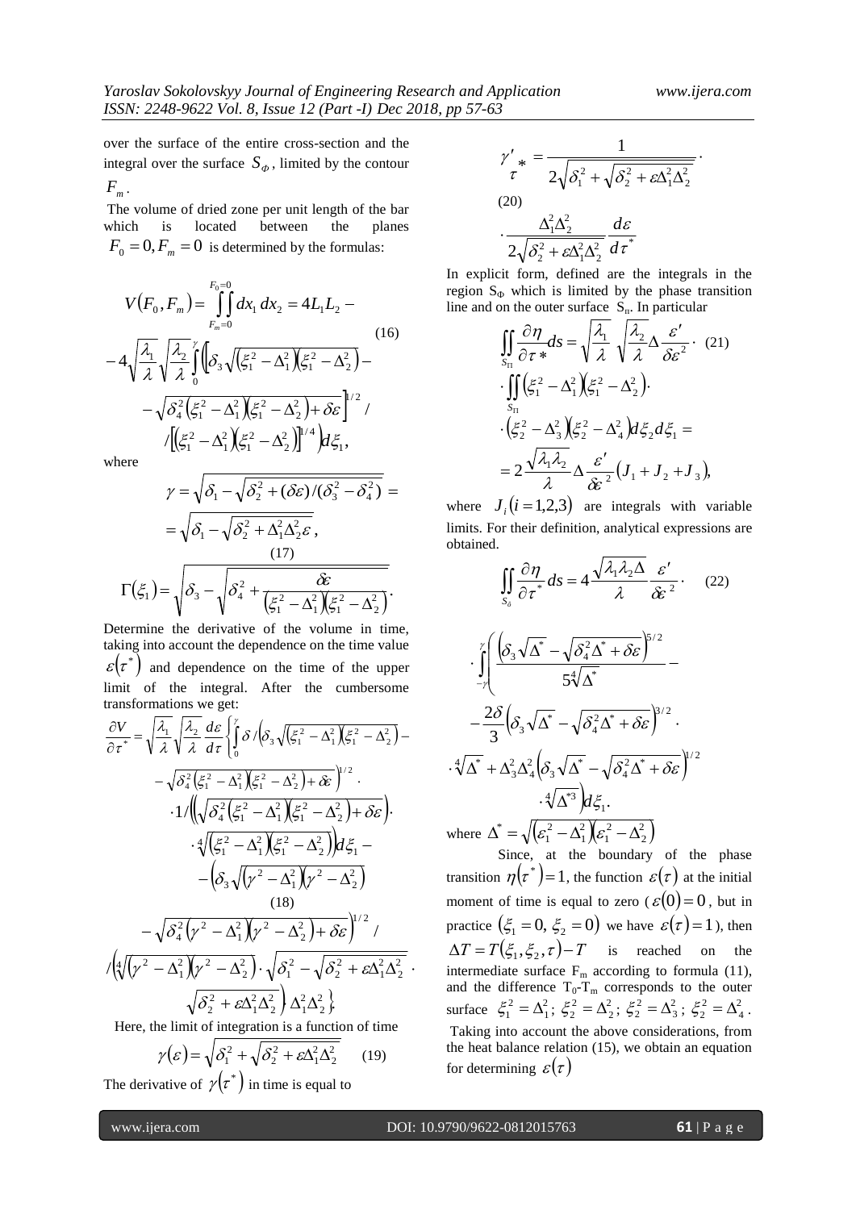over the surface of the entire cross-section and the integral over the surface $S_{\Phi}$, limited by the contour $F_m$.

The volume of dried zone per unit length of the bar which is located between the planes $F_0 = 0, F_m = 0$ is determined by the formulas:

$$V(F_0, F_m) = \iint\limits_{F_m=0}^{F_0=0} dx_1\, dx_2 = 4L_1L_2 - \tag{16}$$
$$-4\sqrt{\frac{\lambda_1}{\lambda}}\sqrt{\frac{\lambda_2}{\lambda}}\int\limits_0^{\gamma}\left(\left[\delta_3\sqrt{\left(\xi_1^2-\Delta_1^2\right)\left(\xi_1^2-\Delta_2^2\right)}-\right.\right.$$
$$\left.-\sqrt{\delta_4^2\left(\xi_1^2-\Delta_1^2\right)\left(\xi_1^2-\Delta_2^2\right)+\delta\varepsilon}\,\right]^{1/2}/$$
$$\left./\left[\left(\xi_1^2-\Delta_1^2\right)\left(\xi_1^2-\Delta_2^2\right)\right]^{1/4}\right)d\xi_1,$$

where

$$\gamma = \sqrt{\delta_1 - \sqrt{\delta_2^2 + (\delta\varepsilon)/(\delta_3^2 - \delta_4^2)}} =$$
$$= \sqrt{\delta_1 - \sqrt{\delta_2^2 + \Delta_1^2\Delta_2^2\varepsilon}}, \tag{17}$$

$$\Gamma(\xi_1) = \sqrt{\delta_3 - \sqrt{\delta_4^2 + \frac{\delta\varepsilon}{\left(\xi_1^2-\Delta_1^2\right)\left(\xi_1^2-\Delta_2^2\right)}}}.$$

Determine the derivative of the volume in time, taking into account the dependence on the time value $\varepsilon(\tau^*)$ and dependence on the time of the upper limit of the integral. After the cumbersome transformations we get:

$$\frac{\partial V}{\partial \tau^*} = \sqrt{\frac{\lambda_1}{\lambda}}\sqrt{\frac{\lambda_2}{\lambda}}\frac{d\varepsilon}{d\tau}\left\{\int\limits_0^{\gamma}\delta/\left(\delta_3\sqrt{\left(\xi_1^2-\Delta_1^2\right)\left(\xi_1^2-\Delta_2^2\right)}-\right.\right.$$
$$\left.-\sqrt{\delta_4^2\left(\xi_1^2-\Delta_1^2\right)\left(\xi_1^2-\Delta_2^2\right)+\delta\varepsilon}\right)^{1/2}\cdot$$
$$\cdot 1/\left(\left(\sqrt{\delta_4^2\left(\xi_1^2-\Delta_1^2\right)\left(\xi_1^2-\Delta_2^2\right)+\delta\varepsilon}\right)\cdot\right.$$
$$\left.\cdot\sqrt[4]{\left(\xi_1^2-\Delta_1^2\right)\left(\xi_1^2-\Delta_2^2\right)}\right)d\xi_1 -$$
$$-\left(\delta_3\sqrt{\left(\gamma^2-\Delta_1^2\right)\left(\gamma^2-\Delta_2^2\right)}\right. \tag{18}$$
$$\left.-\sqrt{\delta_4^2\left(\gamma^2-\Delta_1^2\right)\left(\gamma^2-\Delta_2^2\right)+\delta\varepsilon}\right)^{1/2}/$$
$$/\left(\sqrt[4]{\left(\gamma^2-\Delta_1^2\right)\left(\gamma^2-\Delta_2^2\right)}\cdot\sqrt{\delta_1^2-\sqrt{\delta_2^2+\varepsilon\Delta_1^2\Delta_2^2}}\cdot\right.$$
$$\left.\left.\sqrt{\delta_2^2+\varepsilon\Delta_1^2\Delta_2^2}\right)\Delta_1^2\Delta_2^2\right\}.$$

Here, the limit of integration is a function of time

$$\gamma(\varepsilon) = \sqrt{\delta_1^2 + \sqrt{\delta_2^2 + \varepsilon\Delta_1^2\Delta_2^2}} \tag{19}$$

The derivative of $\gamma(\tau^*)$ in time is equal to

$$\gamma'_{\tau^*} = \frac{1}{2\sqrt{\delta_1^2 + \sqrt{\delta_2^2 + \varepsilon\Delta_1^2\Delta_2^2}}}\cdot \tag{20}$$
$$\cdot\frac{\Delta_1^2\Delta_2^2}{2\sqrt{\delta_2^2 + \varepsilon\Delta_1^2\Delta_2^2}}\frac{d\varepsilon}{d\tau^*}$$

In explicit form, defined are the integrals in the region $S_{\Phi}$ which is limited by the phase transition line and on the outer surface $S_{\Pi}$. In particular

$$\iint\limits_{S_{\Pi}}\frac{\partial \eta}{\partial \tau^*}ds = \sqrt{\frac{\lambda_1}{\lambda}}\sqrt{\frac{\lambda_2}{\lambda}}\Delta\frac{\varepsilon'}{\delta\varepsilon^2}\cdot \tag{21}$$
$$\cdot\iint\limits_{S_{\Pi}}\left(\xi_1^2-\Delta_1^2\right)\left(\xi_1^2-\Delta_2^2\right)\cdot$$
$$\cdot\left(\xi_2^2-\Delta_3^2\right)\left(\xi_2^2-\Delta_4^2\right)d\xi_2\,d\xi_1 =$$
$$= 2\frac{\sqrt{\lambda_1\lambda_2}}{\lambda}\Delta\frac{\varepsilon'}{\delta\varepsilon^2}\left(J_1+J_2+J_3\right),$$

where $J_i\,(i=1,2,3)$ are integrals with variable limits. For their definition, analytical expressions are obtained.

$$\iint\limits_{S_{\delta}}\frac{\partial \eta}{\partial \tau^*}ds = 4\frac{\sqrt{\lambda_1\lambda_2\Delta}}{\lambda}\frac{\varepsilon'}{\delta\varepsilon^2}\cdot \tag{22}$$
$$\cdot\int\limits_{-\gamma}^{\gamma}\left(\frac{\left(\delta_3\sqrt{\Delta^*}-\sqrt{\delta_4^2\Delta^*+\delta\varepsilon}\right)^{5/2}}{5\sqrt[4]{\Delta^*}}-\right.$$
$$-\frac{2\delta}{3}\left(\delta_3\sqrt{\Delta^*}-\sqrt{\delta_4^2\Delta^*+\delta\varepsilon}\right)^{3/2}\cdot$$
$$\cdot\sqrt[4]{\Delta^*}+\Delta_3^2\Delta_4^2\left(\delta_3\sqrt{\Delta^*}-\sqrt{\delta_4^2\Delta^*+\delta\varepsilon}\right)^{1/2}$$
$$\left.\cdot\sqrt[4]{\Delta^{*3}}\right)d\xi_1.$$

where $\Delta^* = \sqrt{\left(\varepsilon_1^2-\Delta_1^2\right)\left(\varepsilon_1^2-\Delta_2^2\right)}$

Since, at the boundary of the phase transition $\eta(\tau^*)=1$, the function $\varepsilon(\tau)$ at the initial moment of time is equal to zero ($\varepsilon(0)=0$, but in practice $(\xi_1=0,\ \xi_2=0)$ we have $\varepsilon(\tau)=1$), then $\Delta T = T(\xi_1, \xi_2, \tau) - T$ is reached on the intermediate surface $F_m$ according to formula (11), and the difference $T_0$-$T_m$ corresponds to the outer surface $\xi_1^2=\Delta_1^2;\ \xi_2^2=\Delta_2^2;\ \xi_2^2=\Delta_3^2;\ \xi_2^2=\Delta_4^2$.

Taking into account the above considerations, from the heat balance relation (15), we obtain an equation for determining $\varepsilon(\tau)$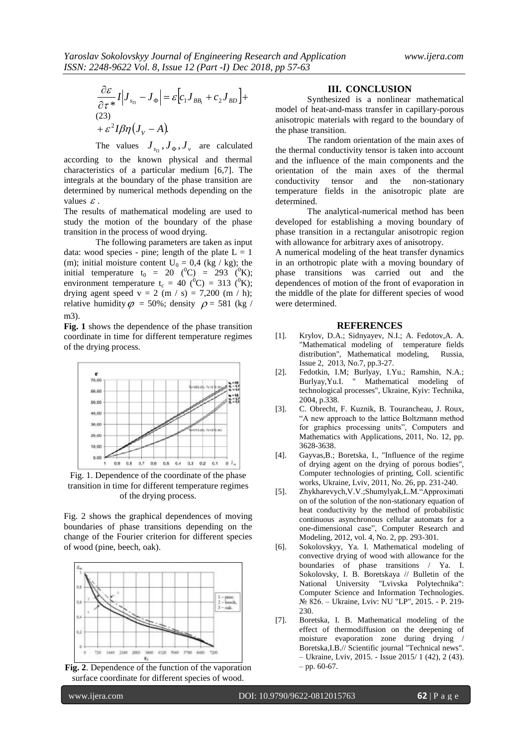$$\frac{\partial \varepsilon}{\partial \tau *} I \left| J_{s_{\Pi}} - J_{\Phi} \right| = \varepsilon \left[ c_1 J_{BB_1} + c_2 J_{BD} \right] + \tag{23}$$
$$+ \varepsilon^2 I \beta \eta \left( J_V - A \right).$$

The values $J_{s_{\Pi}}, J_{\Phi}, J_v$ are calculated according to the known physical and thermal characteristics of a particular medium [6,7]. The integrals at the boundary of the phase transition are determined by numerical methods depending on the values $\varepsilon$.

The results of mathematical modeling are used to study the motion of the boundary of the phase transition in the process of wood drying.

The following parameters are taken as input data: wood species - pine; length of the plate $L = 1$ (m); initial moisture content $U_0 = 0,4$ (kg / kg); the initial temperature $t_0 = 20$ ($^0$C) $= 293$ ($^0$K); environment temperature $t_c = 40$ ($^0$C) $= 313$ ($^0$K); drying agent speed $v = 2$ (m / s) $= 7{,}200$ (m / h); relative humidity $\varphi = 50\%$; density $\rho = 581$ (kg / m3).

**Fig. 1** shows the dependence of the phase transition coordinate in time for different temperature regimes of the drying process.

Fig. 1. Dependence of the coordinate of the phase transition in time for different temperature regimes of the drying process.

Fig. 2 shows the graphical dependences of moving boundaries of phase transitions depending on the change of the Fourier criterion for different species of wood (pine, beech, oak).

**Fig. 2**. Dependence of the function of the vaporation surface coordinate for different species of wood.

## III. CONCLUSION

Synthesized is a nonlinear mathematical model of heat-and-mass transfer in capillary-porous anisotropic materials with regard to the boundary of the phase transition.

The random orientation of the main axes of the thermal conductivity tensor is taken into account and the influence of the main components and the orientation of the main axes of the thermal conductivity tensor and the non-stationary temperature fields in the anisotropic plate are determined.

The analytical-numerical method has been developed for establishing a moving boundary of phase transition in a rectangular anisotropic region with allowance for arbitrary axes of anisotropy.

A numerical modeling of the heat transfer dynamics in an orthotropic plate with a moving boundary of phase transitions was carried out and the dependences of motion of the front of evaporation in the middle of the plate for different species of wood were determined.

## REFERENCES

[1]. Krylov, D.A.; Sidnyayev, N.I.; A. Fedotov,A. A. "Mathematical modeling of temperature fields distribution", Mathematical modeling, Russia, Issue 2, 2013, No.7, pp.3-27.

[2]. Fedotkin, I.M; Burlyay, I.Yu.; Ramshin, N.A.; Burlyay,Yu.I. " Mathematical modeling of technological processes", Ukraine, Kyiv: Technika, 2004, p.338.

[3]. C. Obrecht, F. Kuznik, B. Tourancheau, J. Roux, "A new approach to the lattice Boltzmann method for graphics processing units", Computers and Mathematics with Applications, 2011, No. 12, pp. 3628-3638.

[4]. Gayvas,B.; Boretska, I., "Influence of the regime of drying agent on the drying of porous bodies", Computer technologies of printing, Coll. scientific works, Ukraine, Lviv, 2011, No. 26, pp. 231-240.

[5]. Zhykharevych,V.V.;Shumylyak,L.M."Approximation of the solution of the non-stationary equation of heat conductivity by the method of probabilistic continuous asynchronous cellular automats for a one-dimensional case", Computer Research and Modeling, 2012, vol. 4, No. 2, pp. 293-301.

[6]. Sokolovskyy, Ya. I. Mathematical modeling of convective drying of wood with allowance for the boundaries of phase transitions / Ya. I. Sokolovsky, I. B. Boretskaya // Bulletin of the National University "Lvivska Polytechnika": Computer Science and Information Technologies. № 826. – Ukraine, Lviv: NU "LP", 2015. - P. 219-230.

[7]. Boretska, I. B. Mathematical modeling of the effect of thermodiffusion on the deepening of moisture evaporation zone during drying / Boretska,I.B.// Scientific journal "Technical news". – Ukraine, Lviv, 2015. - Issue 2015/ 1 (42), 2 (43). – pp. 60-67.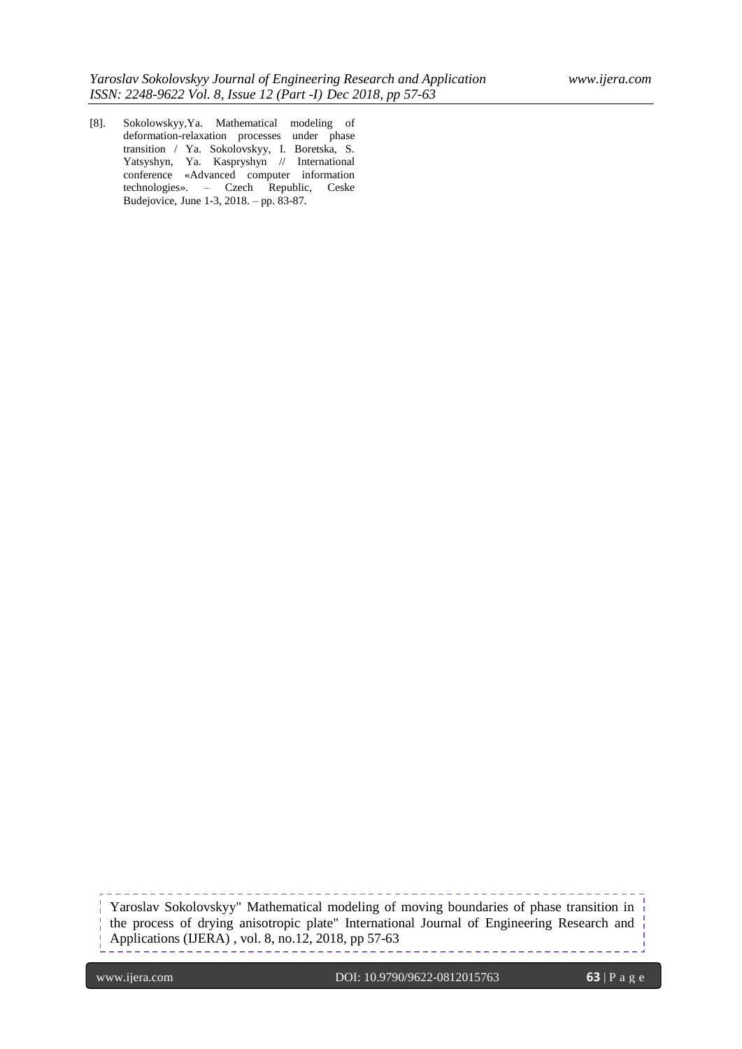[8]. Sokolowskyy,Ya. Mathematical modeling of deformation-relaxation processes under phase transition / Ya. Sokolovskyy, I. Boretska, S. Yatsyshyn, Ya. Kaspryshyn // International conference «Advanced computer information technologies». – Czech Republic, Ceske Budejovice, June 1-3, 2018. – pp. 83-87.

Yaroslav Sokolovskyy" Mathematical modeling of moving boundaries of phase transition in the process of drying anisotropic plate" International Journal of Engineering Research and Applications (IJERA) , vol. 8, no.12, 2018, pp 57-63